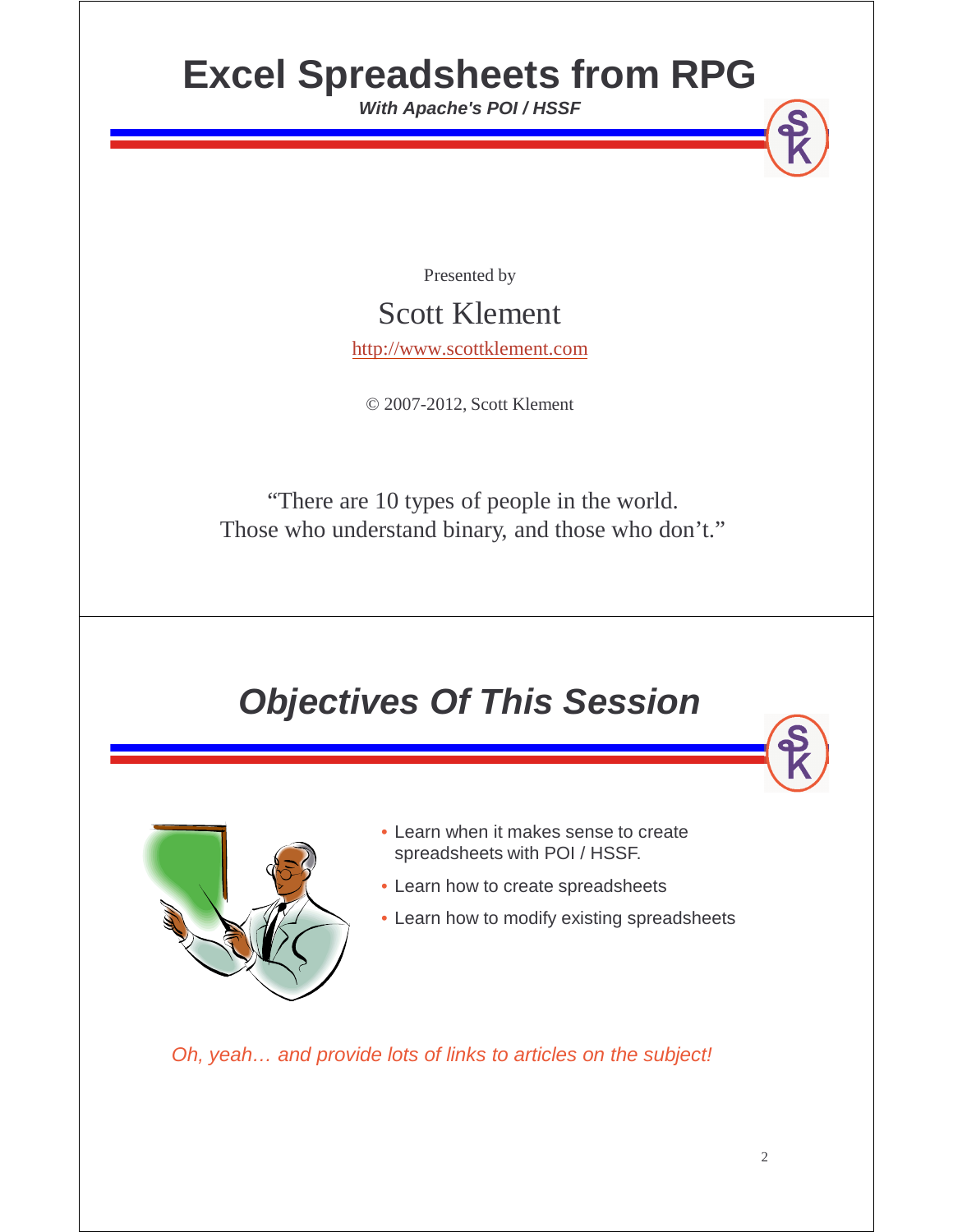# Excel Spreadsheets from RPG

***With Apache's POI / HSSF***

Presented by

Scott Klement

http://www.scottklement.com

© 2007-2012, Scott Klement

"There are 10 types of people in the world.
Those who understand binary, and those who don't."

## *Objectives Of This Session*

- Learn when it makes sense to create spreadsheets with POI / HSSF.
- Learn how to create spreadsheets
- Learn how to modify existing spreadsheets

*Oh, yeah… and provide lots of links to articles on the subject!*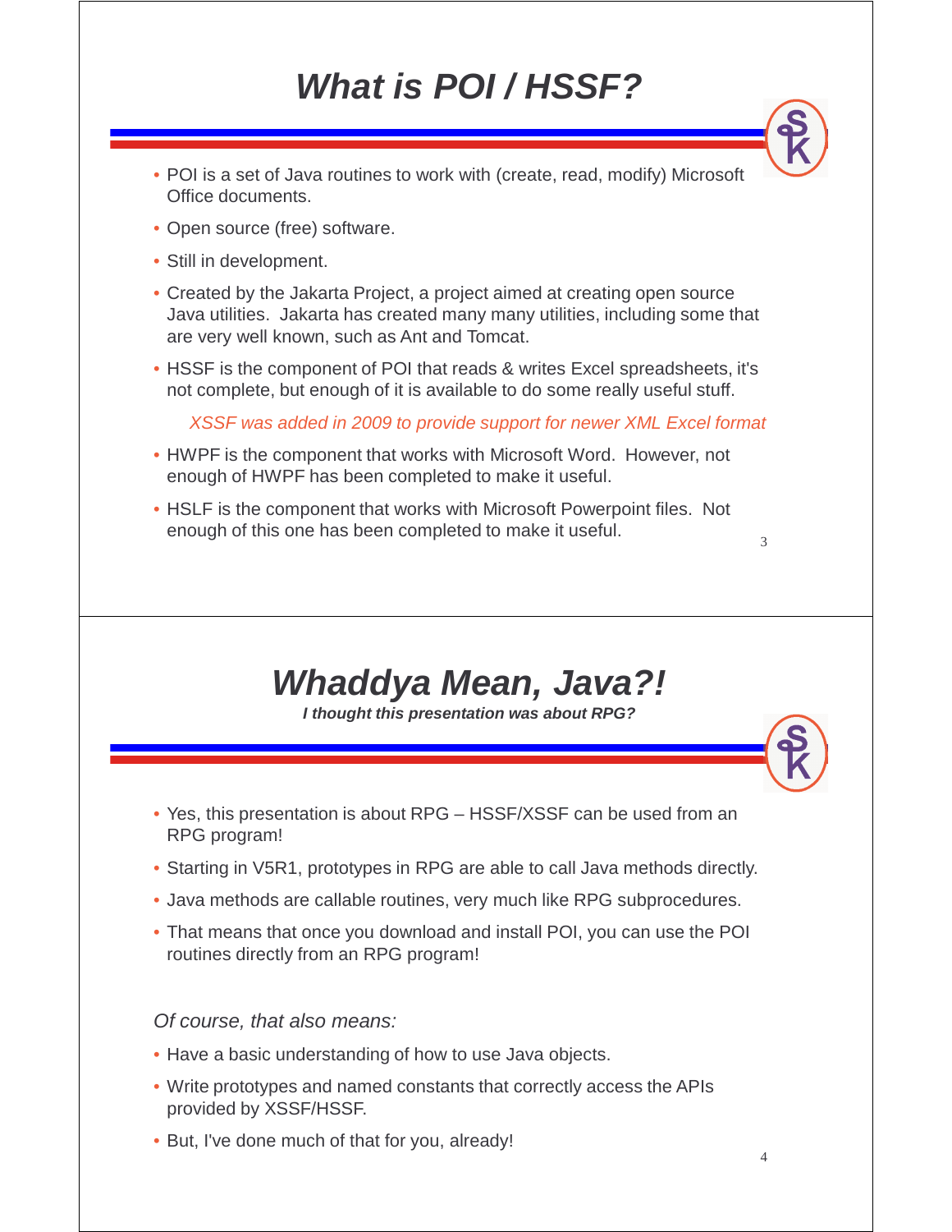# What is POI / HSSF?

- POI is a set of Java routines to work with (create, read, modify) Microsoft Office documents.
- Open source (free) software.
- Still in development.
- Created by the Jakarta Project, a project aimed at creating open source Java utilities. Jakarta has created many many utilities, including some that are very well known, such as Ant and Tomcat.
- HSSF is the component of POI that reads & writes Excel spreadsheets, it's not complete, but enough of it is available to do some really useful stuff.

  *XSSF was added in 2009 to provide support for newer XML Excel format*

- HWPF is the component that works with Microsoft Word. However, not enough of HWPF has been completed to make it useful.
- HSLF is the component that works with Microsoft Powerpoint files. Not enough of this one has been completed to make it useful.

# Whaddya Mean, Java?!

***I thought this presentation was about RPG?***

- Yes, this presentation is about RPG – HSSF/XSSF can be used from an RPG program!
- Starting in V5R1, prototypes in RPG are able to call Java methods directly.
- Java methods are callable routines, very much like RPG subprocedures.
- That means that once you download and install POI, you can use the POI routines directly from an RPG program!

*Of course, that also means:*

- Have a basic understanding of how to use Java objects.
- Write prototypes and named constants that correctly access the APIs provided by XSSF/HSSF.
- But, I've done much of that for you, already!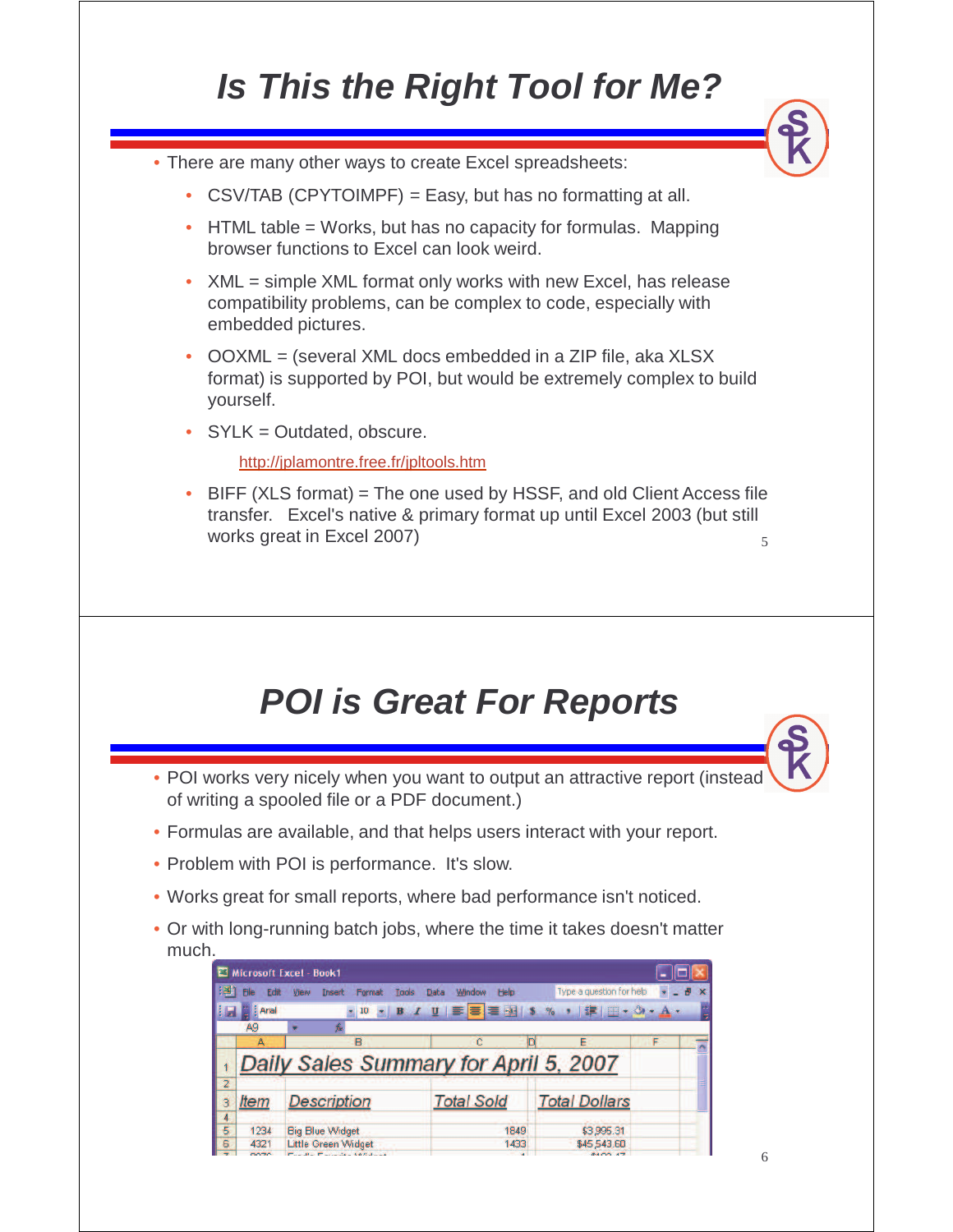# Is This the Right Tool for Me?

- There are many other ways to create Excel spreadsheets:
  - CSV/TAB (CPYTOIMPF) = Easy, but has no formatting at all.
  - HTML table = Works, but has no capacity for formulas. Mapping browser functions to Excel can look weird.
  - XML = simple XML format only works with new Excel, has release compatibility problems, can be complex to code, especially with embedded pictures.
  - OOXML = (several XML docs embedded in a ZIP file, aka XLSX format) is supported by POI, but would be extremely complex to build yourself.
  - SYLK = Outdated, obscure.

    http://jplamontre.free.fr/jpltools.htm
  - BIFF (XLS format) = The one used by HSSF, and old Client Access file transfer. Excel's native & primary format up until Excel 2003 (but still works great in Excel 2007)

# POI is Great For Reports

- POI works very nicely when you want to output an attractive report (instead of writing a spooled file or a PDF document.)
- Formulas are available, and that helps users interact with your report.
- Problem with POI is performance. It's slow.
- Works great for small reports, where bad performance isn't noticed.
- Or with long-running batch jobs, where the time it takes doesn't matter much.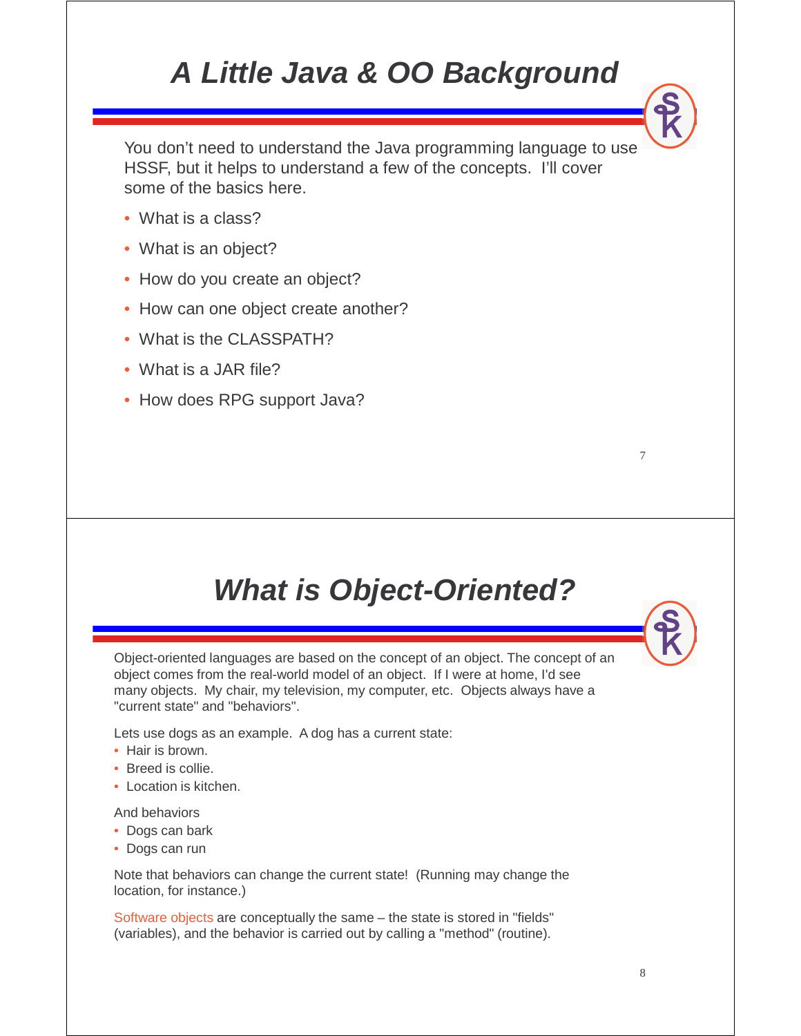# A Little Java & OO Background

You don't need to understand the Java programming language to use HSSF, but it helps to understand a few of the concepts. I'll cover some of the basics here.

- What is a class?
- What is an object?
- How do you create an object?
- How can one object create another?
- What is the CLASSPATH?
- What is a JAR file?
- How does RPG support Java?

# What is Object-Oriented?

Object-oriented languages are based on the concept of an object. The concept of an object comes from the real-world model of an object. If I were at home, I'd see many objects. My chair, my television, my computer, etc. Objects always have a "current state" and "behaviors".

Lets use dogs as an example. A dog has a current state:

- Hair is brown.
- Breed is collie.
- Location is kitchen.

And behaviors

- Dogs can bark
- Dogs can run

Note that behaviors can change the current state! (Running may change the location, for instance.)

Software objects are conceptually the same – the state is stored in "fields" (variables), and the behavior is carried out by calling a "method" (routine).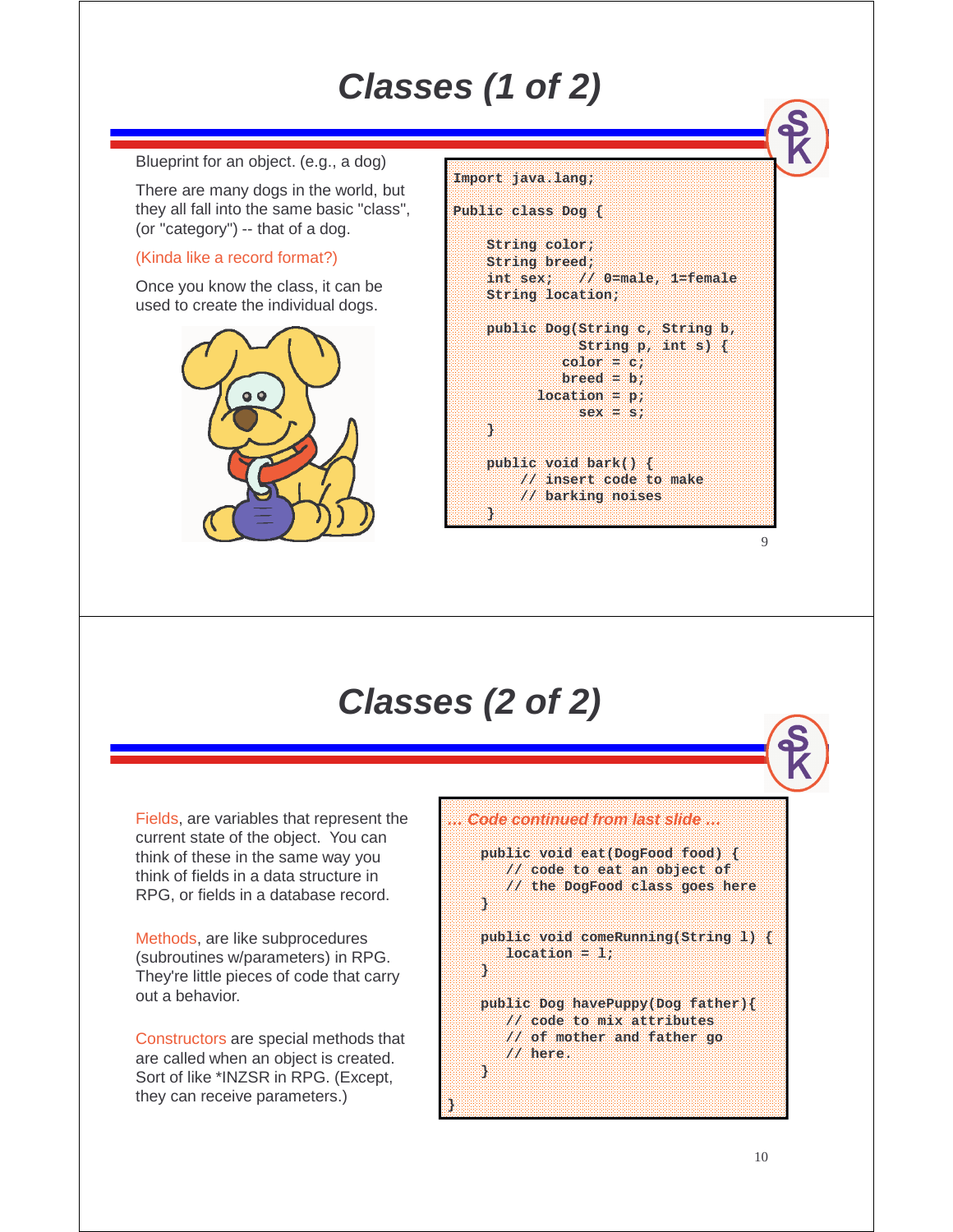# Classes (1 of 2)

Blueprint for an object. (e.g., a dog)

There are many dogs in the world, but they all fall into the same basic "class", (or "category") -- that of a dog.

(Kinda like a record format?)

Once you know the class, it can be used to create the individual dogs.

```
Import java.lang;

Public class Dog {

    String color;
    String breed;
    int sex;    // 0=male, 1=female
    String location;

    public Dog(String c, String b,
               String p, int s) {
             color = c;
             breed = b;
          location = p;
               sex = s;
    }

    public void bark() {
        // insert code to make
        // barking noises
    }
```

# Classes (2 of 2)

Fields, are variables that represent the current state of the object. You can think of these in the same way you think of fields in a data structure in RPG, or fields in a database record.

Methods, are like subprocedures (subroutines w/parameters) in RPG. They're little pieces of code that carry out a behavior.

Constructors are special methods that are called when an object is created. Sort of like *INZSR in RPG. (Except, they can receive parameters.)

*... Code continued from last slide ...*

```
    public void eat(DogFood food) {
       // code to eat an object of
       // the DogFood class goes here
    }

    public void comeRunning(String l) {
       location = l;
    }

    public Dog havePuppy(Dog father){
       // code to mix attributes
       // of mother and father go
       // here.
    }
}
```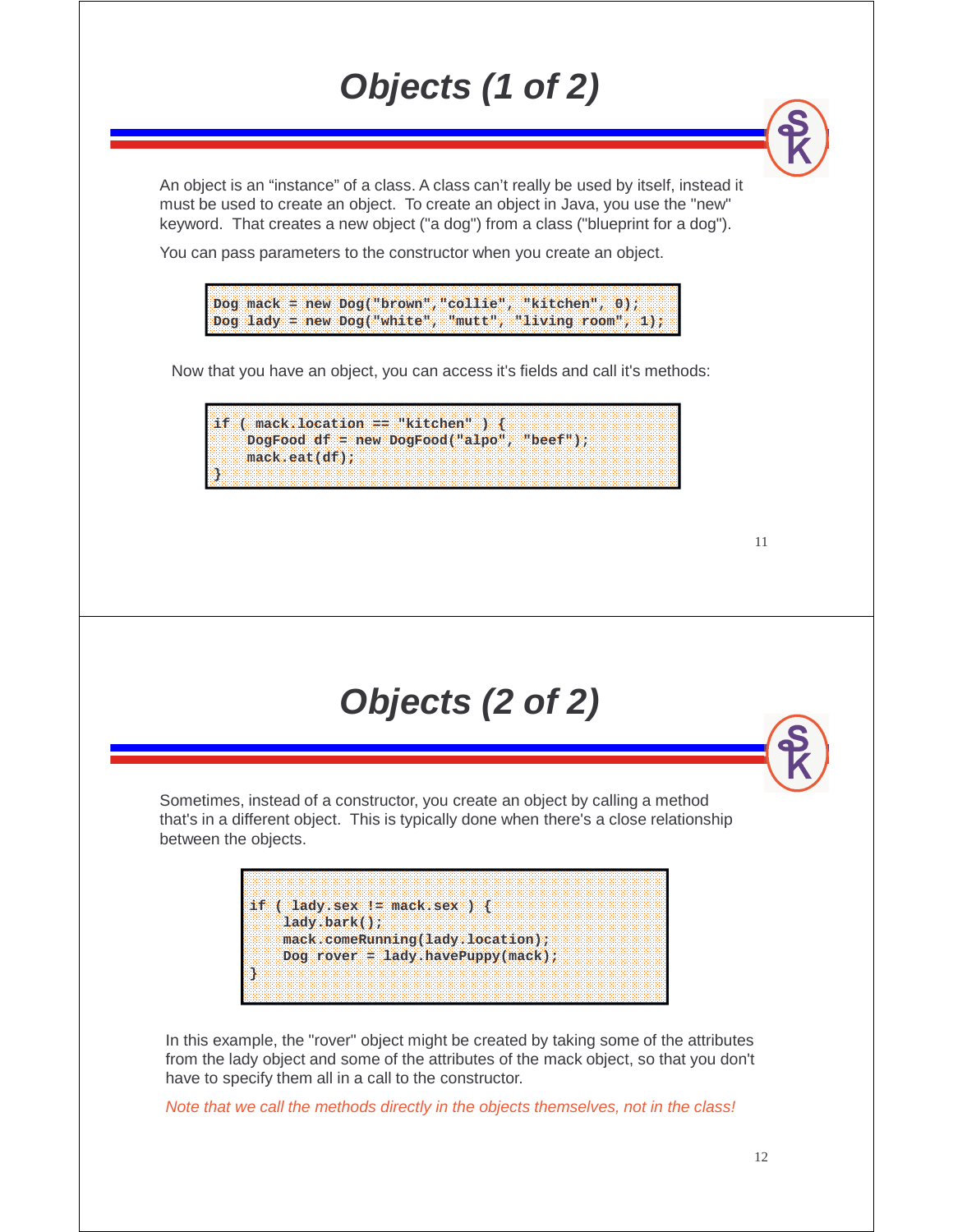# Objects (1 of 2)

An object is an “instance” of a class. A class can’t really be used by itself, instead it must be used to create an object. To create an object in Java, you use the "new" keyword. That creates a new object ("a dog") from a class ("blueprint for a dog").

You can pass parameters to the constructor when you create an object.

```
Dog mack = new Dog("brown","collie", "kitchen", 0);
Dog lady = new Dog("white", "mutt", "living room", 1);
```

Now that you have an object, you can access it's fields and call it's methods:

```
if ( mack.location == "kitchen" ) {
    DogFood df = new DogFood("alpo", "beef");
    mack.eat(df);
}
```

# Objects (2 of 2)

Sometimes, instead of a constructor, you create an object by calling a method that's in a different object. This is typically done when there's a close relationship between the objects.

```
if ( lady.sex != mack.sex ) {
    lady.bark();
    mack.comeRunning(lady.location);
    Dog rover = lady.havePuppy(mack);
}
```

In this example, the "rover" object might be created by taking some of the attributes from the lady object and some of the attributes of the mack object, so that you don't have to specify them all in a call to the constructor.

*Note that we call the methods directly in the objects themselves, not in the class!*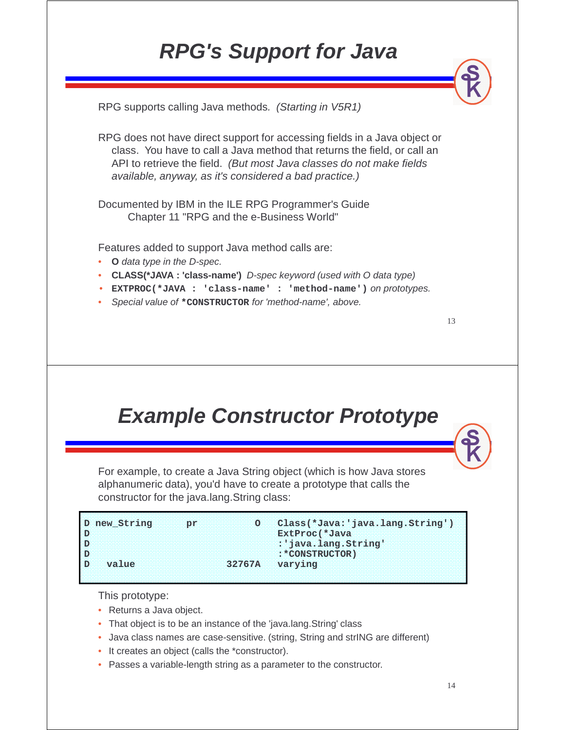# RPG's Support for Java

RPG supports calling Java methods. *(Starting in V5R1)*

RPG does not have direct support for accessing fields in a Java object or class. You have to call a Java method that returns the field, or call an API to retrieve the field. *(But most Java classes do not make fields available, anyway, as it's considered a bad practice.)*

Documented by IBM in the ILE RPG Programmer's Guide
Chapter 11 "RPG and the e-Business World"

Features added to support Java method calls are:

- **O** *data type in the D-spec.*
- **CLASS(*JAVA : 'class-name')** *D-spec keyword (used with O data type)*
- **`EXTPROC(*JAVA : 'class-name' : 'method-name')`** *on prototypes.*
- *Special value of* **`*CONSTRUCTOR`** *for 'method-name', above.*

# Example Constructor Prototype

For example, to create a Java String object (which is how Java stores alphanumeric data), you'd have to create a prototype that calls the constructor for the java.lang.String class:

```
D new_String      pr             O   Class(*Java:'java.lang.String')
D                                    ExtProc(*Java
D                                    :'java.lang.String'
D                                    :*CONSTRUCTOR)
D   value                   32767A   varying
```

This prototype:

- Returns a Java object.
- That object is to be an instance of the 'java.lang.String' class
- Java class names are case-sensitive. (string, String and strING are different)
- It creates an object (calls the *constructor).
- Passes a variable-length string as a parameter to the constructor.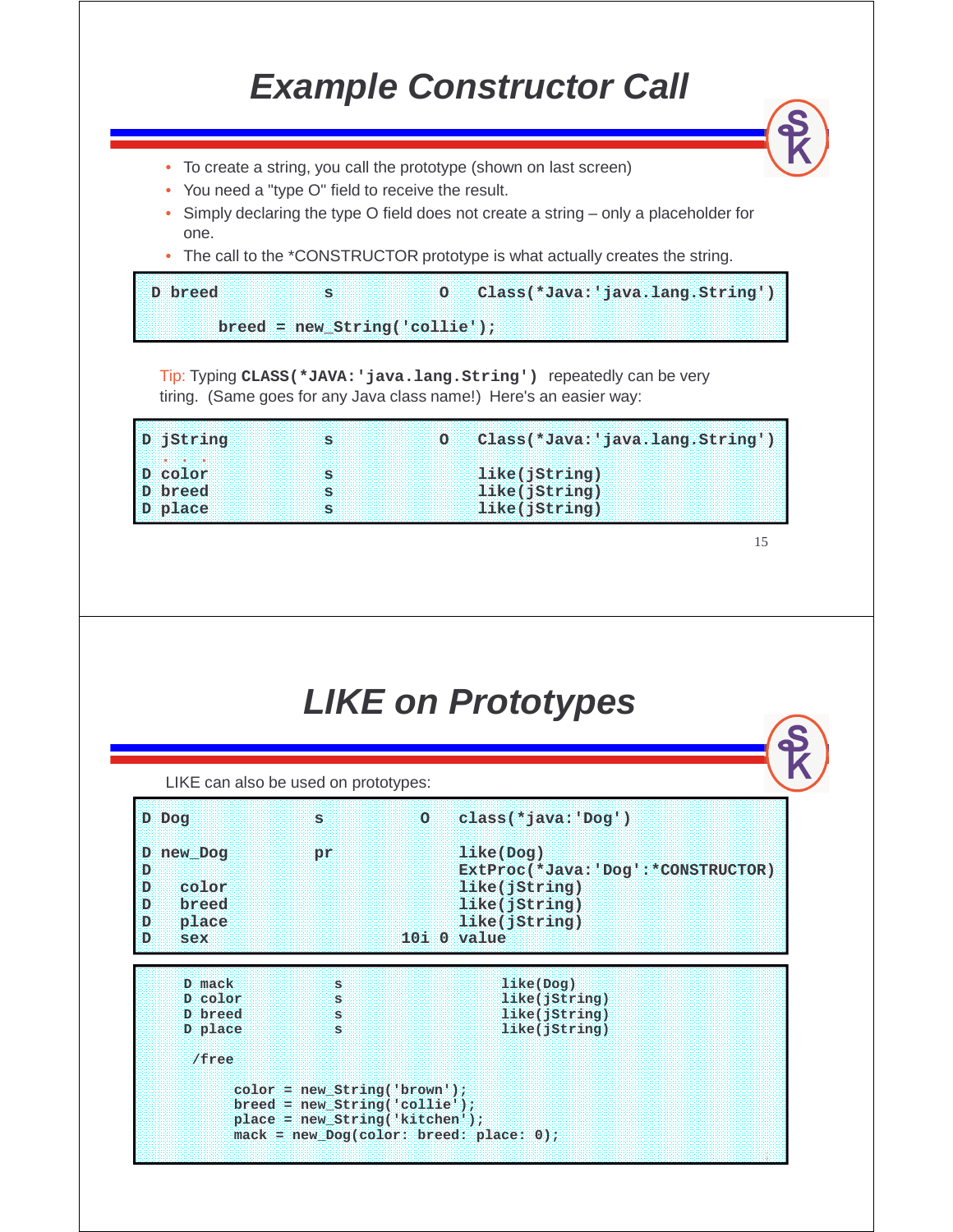# Example Constructor Call

- To create a string, you call the prototype (shown on last screen)
- You need a "type O" field to receive the result.
- Simply declaring the type O field does not create a string – only a placeholder for one.
- The call to the *CONSTRUCTOR prototype is what actually creates the string.

```
D breed           s              O   Class(*Java:'java.lang.String')

       breed = new_String('collie');
```

Tip: Typing **CLASS(*JAVA:'java.lang.String')** repeatedly can be very tiring. (Same goes for any Java class name!) Here's an easier way:

```
D jString         s              O   Class(*Java:'java.lang.String')
   . . .
D color           s                  like(jString)
D breed           s                  like(jString)
D place           s                  like(jString)
```

# LIKE on Prototypes

LIKE can also be used on prototypes:

```
D Dog             s              O   class(*java:'Dog')

D new_Dog         pr                 like(Dog)
D                                    ExtProc(*Java:'Dog':*CONSTRUCTOR)
D   color                            like(jString)
D   breed                            like(jString)
D   place                            like(jString)
D   sex                        10i 0 value
```

```
     D mack            s                  like(Dog)
     D color           s                  like(jString)
     D breed           s                  like(jString)
     D place           s                  like(jString)

      /free

          color = new_String('brown');
          breed = new_String('collie');
          place = new_String('kitchen');
          mack = new_Dog(color: breed: place: 0);
```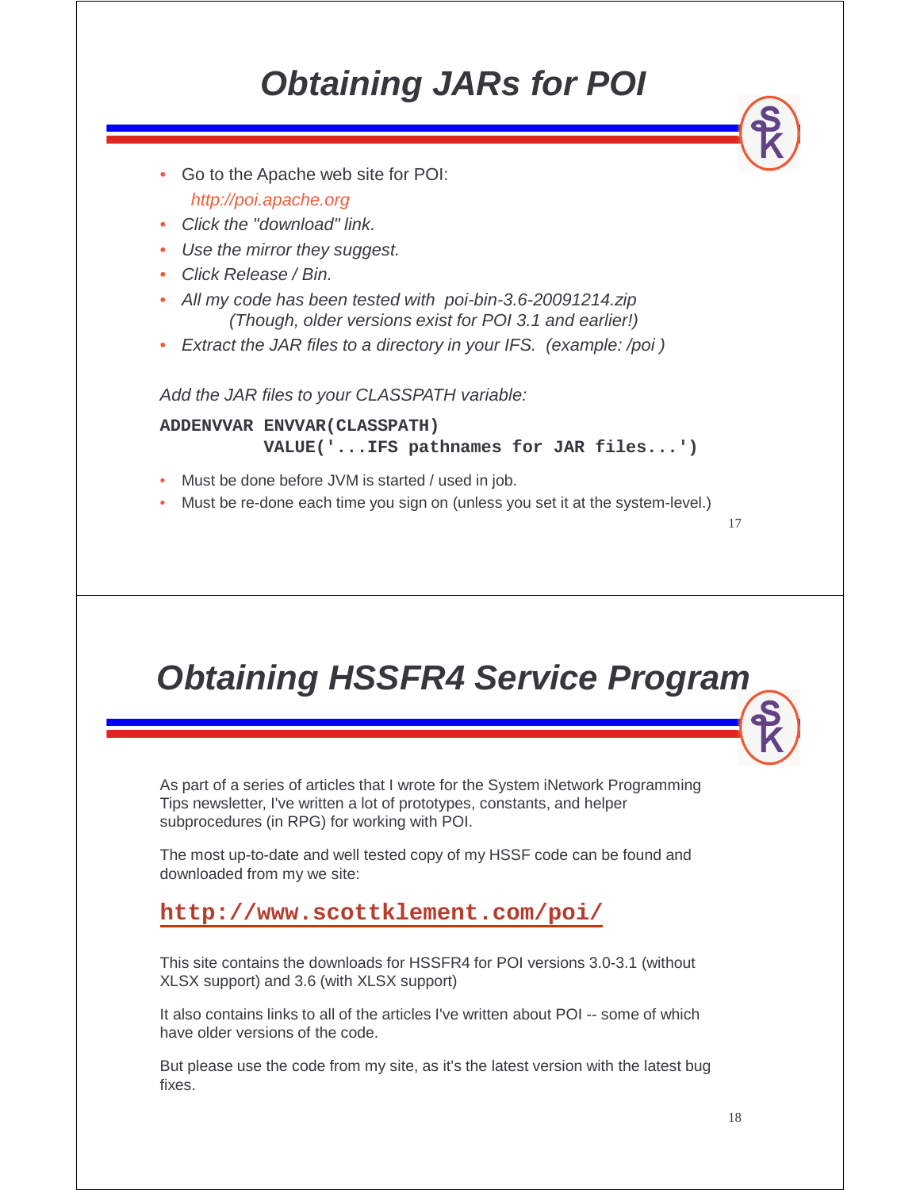# Obtaining JARs for POI

- Go to the Apache web site for POI:
  *http://poi.apache.org*
- *Click the "download" link.*
- *Use the mirror they suggest.*
- *Click Release / Bin.*
- *All my code has been tested with poi-bin-3.6-20091214.zip*
  *(Though, older versions exist for POI 3.1 and earlier!)*
- *Extract the JAR files to a directory in your IFS. (example: /poi )*

*Add the JAR files to your CLASSPATH variable:*

```
ADDENVVAR ENVVAR(CLASSPATH)
          VALUE('...IFS pathnames for JAR files...')
```

- Must be done before JVM is started / used in job.
- Must be re-done each time you sign on (unless you set it at the system-level.)

# Obtaining HSSFR4 Service Program

As part of a series of articles that I wrote for the System iNetwork Programming Tips newsletter, I've written a lot of prototypes, constants, and helper subprocedures (in RPG) for working with POI.

The most up-to-date and well tested copy of my HSSF code can be found and downloaded from my we site:

**http://www.scottklement.com/poi/**

This site contains the downloads for HSSFR4 for POI versions 3.0-3.1 (without XLSX support) and 3.6 (with XLSX support)

It also contains links to all of the articles I've written about POI -- some of which have older versions of the code.

But please use the code from my site, as it's the latest version with the latest bug fixes.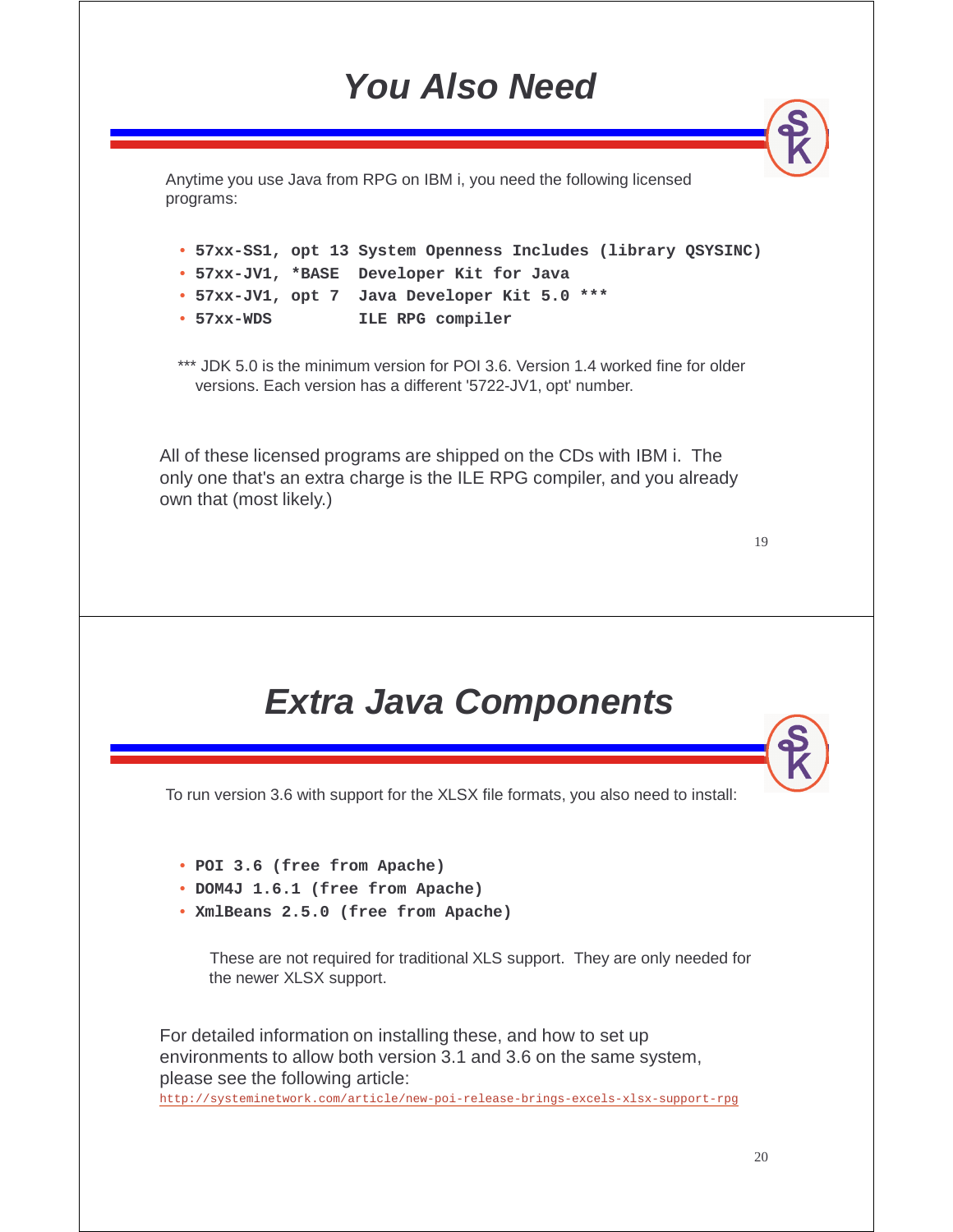# You Also Need

Anytime you use Java from RPG on IBM i, you need the following licensed programs:

```
• 57xx-SS1, opt 13 System Openness Includes (library QSYSINC)
• 57xx-JV1, *BASE  Developer Kit for Java
• 57xx-JV1, opt 7  Java Developer Kit 5.0 ***
• 57xx-WDS         ILE RPG compiler
```

*** JDK 5.0 is the minimum version for POI 3.6. Version 1.4 worked fine for older versions. Each version has a different '5722-JV1, opt' number.

All of these licensed programs are shipped on the CDs with IBM i. The only one that's an extra charge is the ILE RPG compiler, and you already own that (most likely.)

# Extra Java Components

To run version 3.6 with support for the XLSX file formats, you also need to install:

- **POI 3.6 (free from Apache)**
- **DOM4J 1.6.1 (free from Apache)**
- **XmlBeans 2.5.0 (free from Apache)**

These are not required for traditional XLS support. They are only needed for the newer XLSX support.

For detailed information on installing these, and how to set up environments to allow both version 3.1 and 3.6 on the same system, please see the following article:
http://systeminetwork.com/article/new-poi-release-brings-excels-xlsx-support-rpg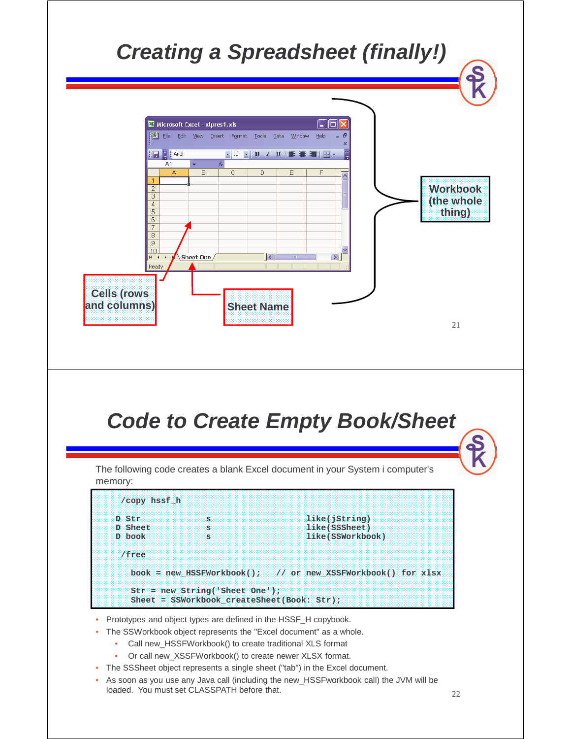# Creating a Spreadsheet (finally!)

Workbook (the whole thing)

Cells (rows and columns)

Sheet Name

# Code to Create Empty Book/Sheet

The following code creates a blank Excel document in your System i computer's memory:

```
 /copy hssf_h

D Str               s                   like(jString)
D Sheet             s                   like(SSSheet)
D book              s                   like(SSWorkbook)

 /free

   book = new_HSSFWorkbook();   // or new_XSSFWorkbook() for xlsx

   Str = new_String('Sheet One');
   Sheet = SSWorkbook_createSheet(Book: Str);
```

- Prototypes and object types are defined in the HSSF_H copybook.
- The SSWorkbook object represents the "Excel document" as a whole.
  - Call new_HSSFWorkbook() to create traditional XLS format
  - Or call new_XSSFWorkbook() to create newer XLSX format.
- The SSSheet object represents a single sheet ("tab") in the Excel document.
- As soon as you use any Java call (including the new_HSSFworkbook call) the JVM will be loaded. You must set CLASSPATH before that.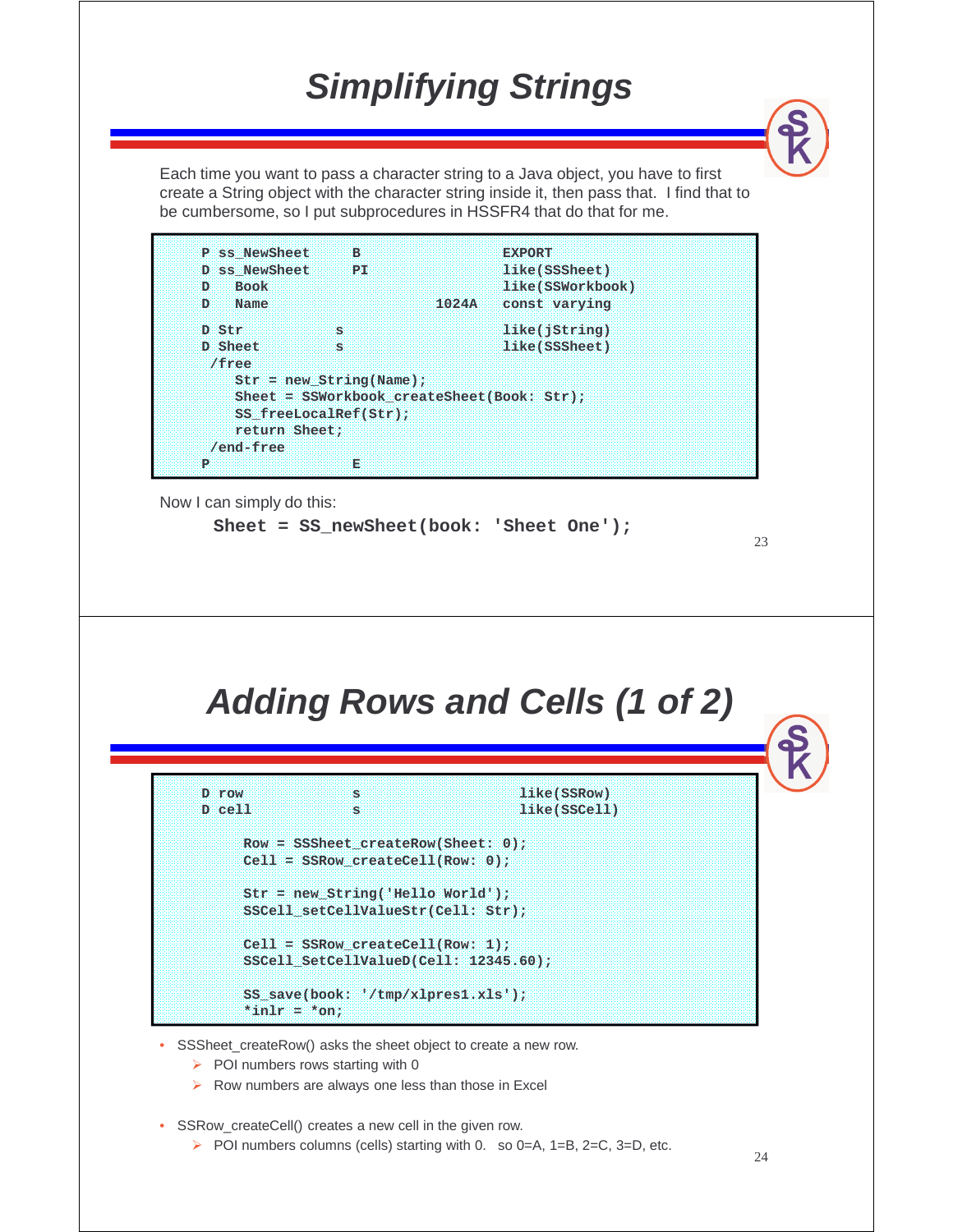# Simplifying Strings

Each time you want to pass a character string to a Java object, you have to first create a String object with the character string inside it, then pass that. I find that to be cumbersome, so I put subprocedures in HSSFR4 that do that for me.

```
P ss_NewSheet      B                    EXPORT
D ss_NewSheet      PI                   like(SSSheet)
D   Book                                like(SSWorkbook)
D   Name                       1024A    const varying

D Str             s                     like(jString)
D Sheet           s                     like(SSSheet)
 /free
   Str = new_String(Name);
   Sheet = SSWorkbook_createSheet(Book: Str);
   SS_freeLocalRef(Str);
   return Sheet;
 /end-free
P                  E
```

Now I can simply do this:

```
Sheet = SS_newSheet(book: 'Sheet One');
```

# Adding Rows and Cells (1 of 2)

```
D row             s                     like(SSRow)
D cell            s                     like(SSCell)

     Row = SSSheet_createRow(Sheet: 0);
     Cell = SSRow_createCell(Row: 0);

     Str = new_String('Hello World');
     SSCell_setCellValueStr(Cell: Str);

     Cell = SSRow_createCell(Row: 1);
     SSCell_SetCellValueD(Cell: 12345.60);

     SS_save(book: '/tmp/xlpres1.xls');
     *inlr = *on;
```

- SSSheet_createRow() asks the sheet object to create a new row.
  - POI numbers rows starting with 0
  - Row numbers are always one less than those in Excel
- SSRow_createCell() creates a new cell in the given row.
  - POI numbers columns (cells) starting with 0. so 0=A, 1=B, 2=C, 3=D, etc.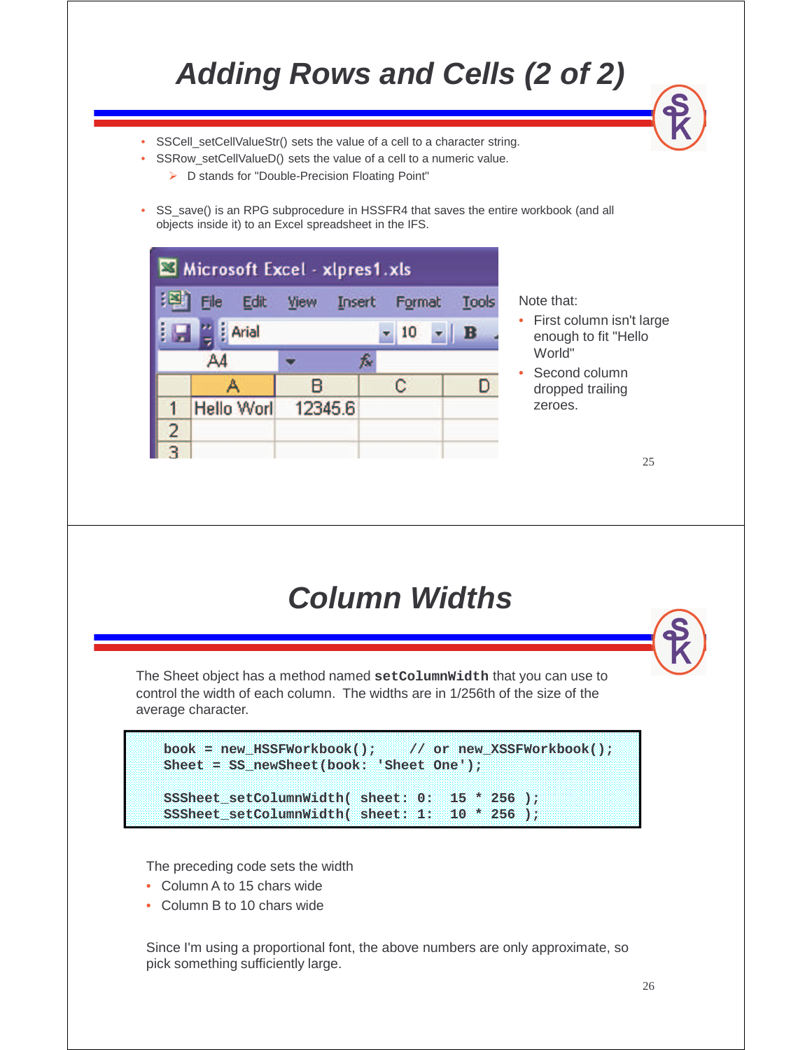# Adding Rows and Cells (2 of 2)

- SSCell_setCellValueStr() sets the value of a cell to a character string.
- SSRow_setCellValueD() sets the value of a cell to a numeric value.
  - D stands for "Double-Precision Floating Point"

- SS_save() is an RPG subprocedure in HSSFR4 that saves the entire workbook (and all objects inside it) to an Excel spreadsheet in the IFS.

Note that:

- First column isn't large enough to fit "Hello World"
- Second column dropped trailing zeroes.

# Column Widths

The Sheet object has a method named **setColumnWidth** that you can use to control the width of each column. The widths are in 1/256th of the size of the average character.

```
book = new_HSSFWorkbook();    // or new_XSSFWorkbook();
Sheet = SS_newSheet(book: 'Sheet One');

SSSheet_setColumnWidth( sheet: 0:  15 * 256 );
SSSheet_setColumnWidth( sheet: 1:  10 * 256 );
```

The preceding code sets the width

- Column A to 15 chars wide
- Column B to 10 chars wide

Since I'm using a proportional font, the above numbers are only approximate, so pick something sufficiently large.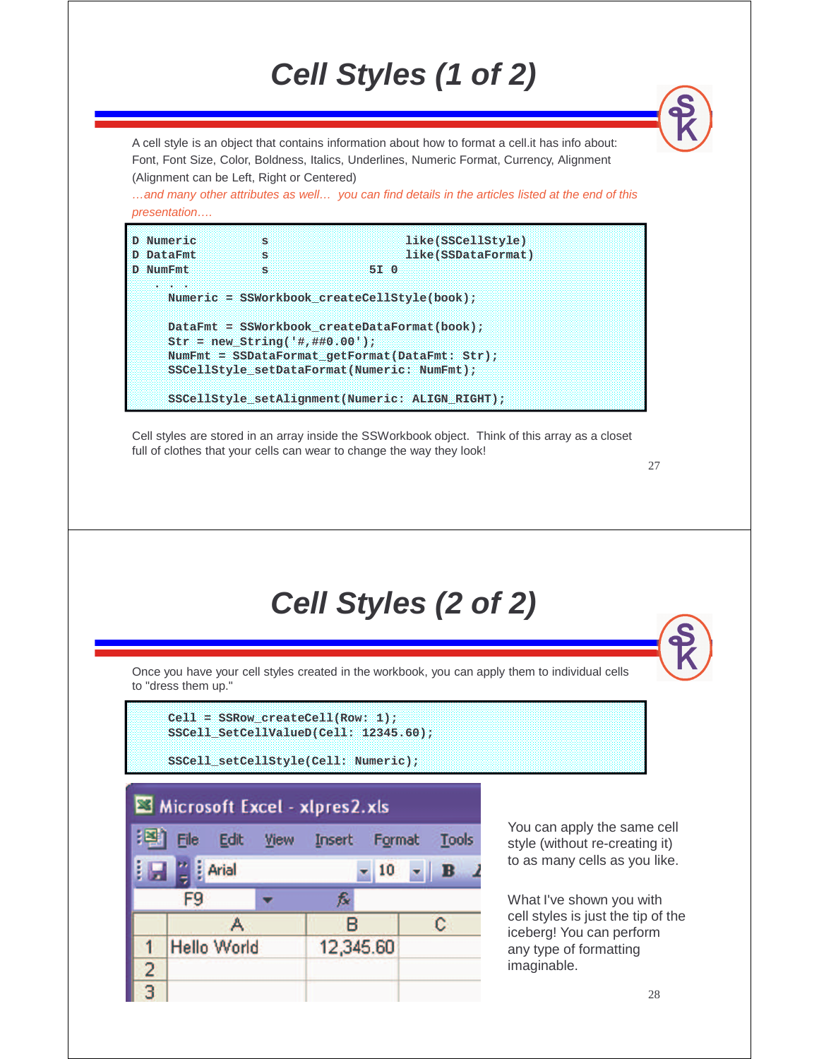# Cell Styles (1 of 2)

A cell style is an object that contains information about how to format a cell.it has info about: Font, Font Size, Color, Boldness, Italics, Underlines, Numeric Format, Currency, Alignment (Alignment can be Left, Right or Centered)

*…and many other attributes as well… you can find details in the articles listed at the end of this presentation….*

```
D Numeric         s                  like(SSCellStyle)
D DataFmt         s                  like(SSDataFormat)
D NumFmt          s             5I 0
  . . .
     Numeric = SSWorkbook_createCellStyle(book);

     DataFmt = SSWorkbook_createDataFormat(book);
     Str = new_String('#,##0.00');
     NumFmt = SSDataFormat_getFormat(DataFmt: Str);
     SSCellStyle_setDataFormat(Numeric: NumFmt);

     SSCellStyle_setAlignment(Numeric: ALIGN_RIGHT);
```

Cell styles are stored in an array inside the SSWorkbook object. Think of this array as a closet full of clothes that your cells can wear to change the way they look!

# Cell Styles (2 of 2)

Once you have your cell styles created in the workbook, you can apply them to individual cells to "dress them up."

```
     Cell = SSRow_createCell(Row: 1);
     SSCell_SetCellValueD(Cell: 12345.60);

     SSCell_setCellStyle(Cell: Numeric);
```

Microsoft Excel - xlpres2.xls

| | A | B | C |
|---|---|---|---|
| 1 | Hello World | 12,345.60 | |
| 2 | | | |
| 3 | | | |

You can apply the same cell style (without re-creating it) to as many cells as you like.

What I've shown you with cell styles is just the tip of the iceberg! You can perform any type of formatting imaginable.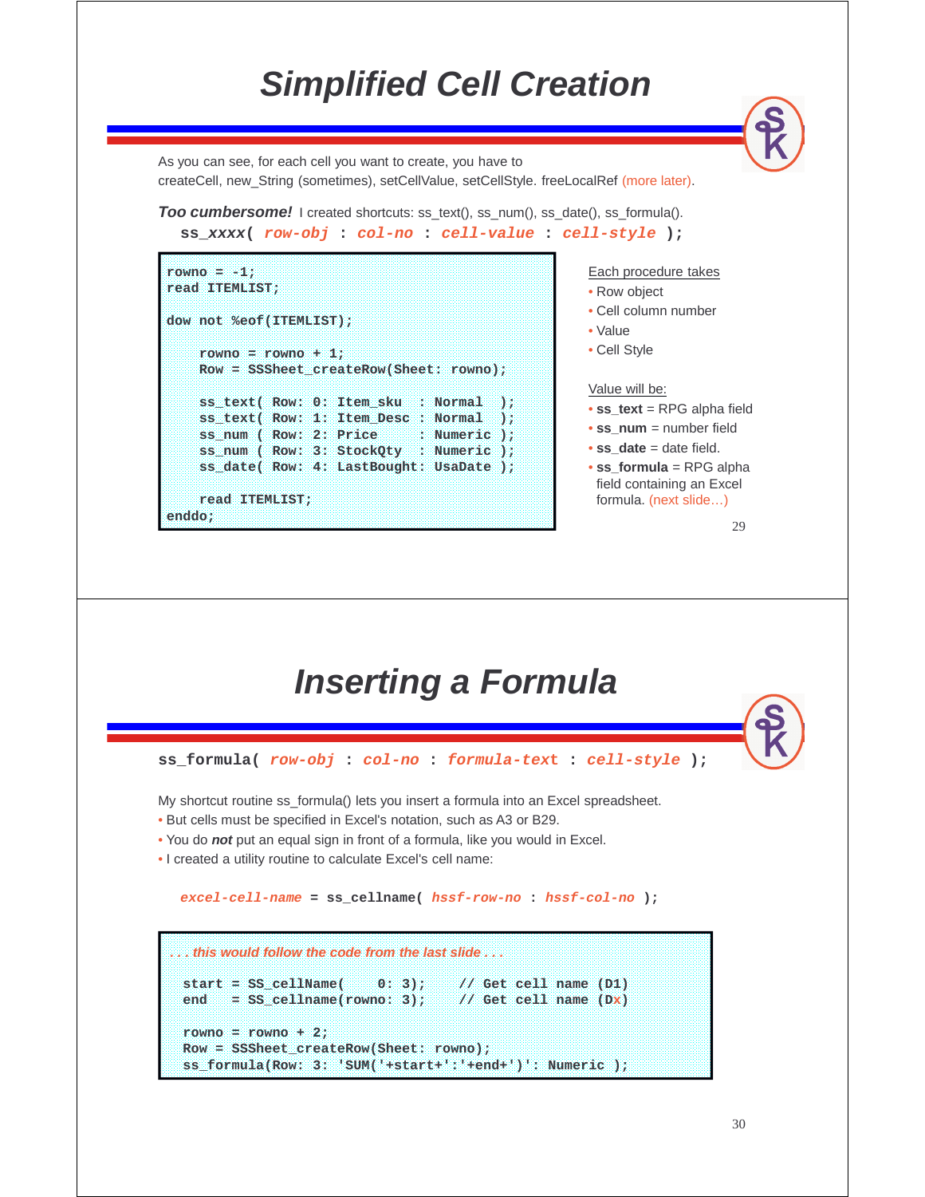# Simplified Cell Creation

As you can see, for each cell you want to create, you have to createCell, new_String (sometimes), setCellValue, setCellStyle. freeLocalRef (more later).

***Too cumbersome!*** I created shortcuts: ss_text(), ss_num(), ss_date(), ss_formula().

```
ss_xxxx( row-obj : col-no : cell-value : cell-style );
```

```
rowno = -1;
read ITEMLIST;

dow not %eof(ITEMLIST);

    rowno = rowno + 1;
    Row = SSSheet_createRow(Sheet: rowno);

    ss_text( Row: 0: Item_sku  : Normal  );
    ss_text( Row: 1: Item_Desc : Normal  );
    ss_num ( Row: 2: Price     : Numeric );
    ss_num ( Row: 3: StockQty  : Numeric );
    ss_date( Row: 4: LastBought: UsaDate );

    read ITEMLIST;
enddo;
```

Each procedure takes

- Row object
- Cell column number
- Value
- Cell Style

Value will be:

- **ss_text** = RPG alpha field
- **ss_num** = number field
- **ss_date** = date field.
- **ss_formula** = RPG alpha field containing an Excel formula. (next slide…)

# Inserting a Formula

```
ss_formula( row-obj : col-no : formula-text : cell-style );
```

My shortcut routine ss_formula() lets you insert a formula into an Excel spreadsheet.

- But cells must be specified in Excel's notation, such as A3 or B29.
- You do ***not*** put an equal sign in front of a formula, like you would in Excel.
- I created a utility routine to calculate Excel's cell name:

```
excel-cell-name = ss_cellname( hssf-row-no : hssf-col-no );
```

```
. . . this would follow the code from the last slide . . .

  start = SS_cellName(    0: 3);    // Get cell name (D1)
  end   = SS_cellname(rowno: 3);    // Get cell name (Dx)

  rowno = rowno + 2;
  Row = SSSheet_createRow(Sheet: rowno);
  ss_formula(Row: 3: 'SUM('+start+':'+end+')': Numeric );
```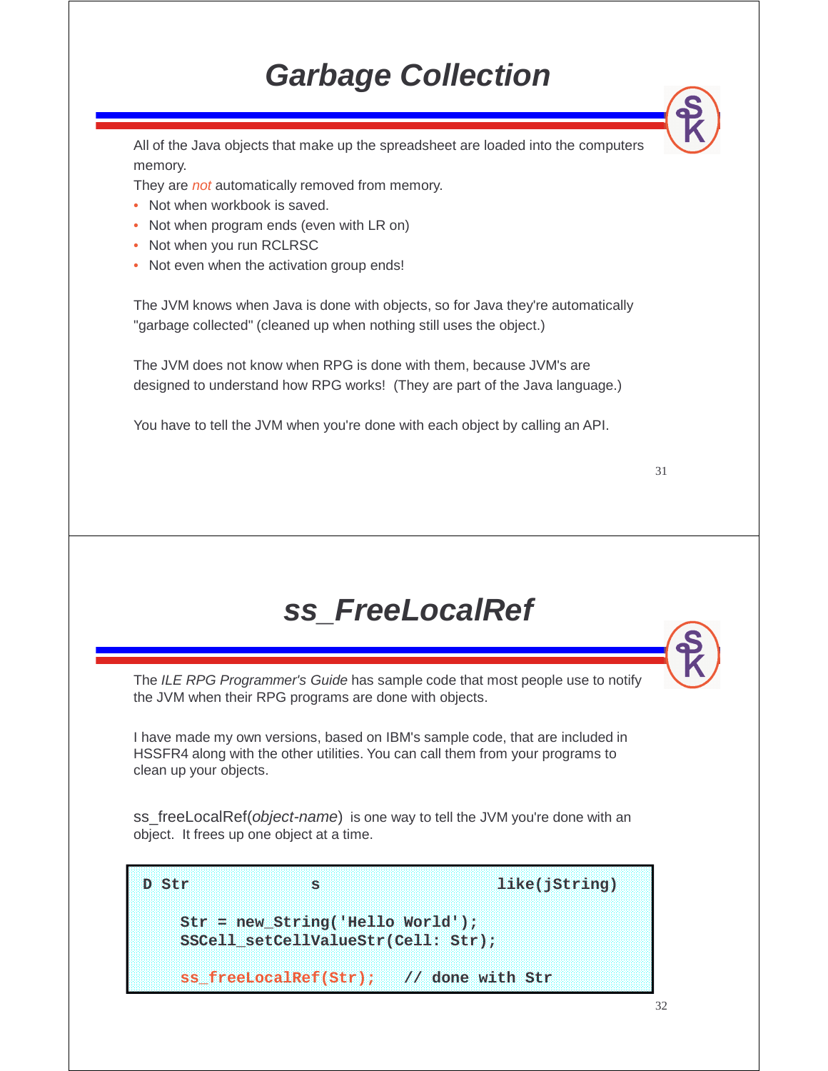# *Garbage Collection*

All of the Java objects that make up the spreadsheet are loaded into the computers memory.

They are *not* automatically removed from memory.

- Not when workbook is saved.
- Not when program ends (even with LR on)
- Not when you run RCLRSC
- Not even when the activation group ends!

The JVM knows when Java is done with objects, so for Java they're automatically "garbage collected" (cleaned up when nothing still uses the object.)

The JVM does not know when RPG is done with them, because JVM's are designed to understand how RPG works! (They are part of the Java language.)

You have to tell the JVM when you're done with each object by calling an API.

# *ss_FreeLocalRef*

The *ILE RPG Programmer's Guide* has sample code that most people use to notify the JVM when their RPG programs are done with objects.

I have made my own versions, based on IBM's sample code, that are included in HSSFR4 along with the other utilities. You can call them from your programs to clean up your objects.

ss_freeLocalRef(*object-name*) is one way to tell the JVM you're done with an object. It frees up one object at a time.

```
D Str             s                   like(jString)

    Str = new_String('Hello World');
    SSCell_setCellValueStr(Cell: Str);

    ss_freeLocalRef(Str);   // done with Str
```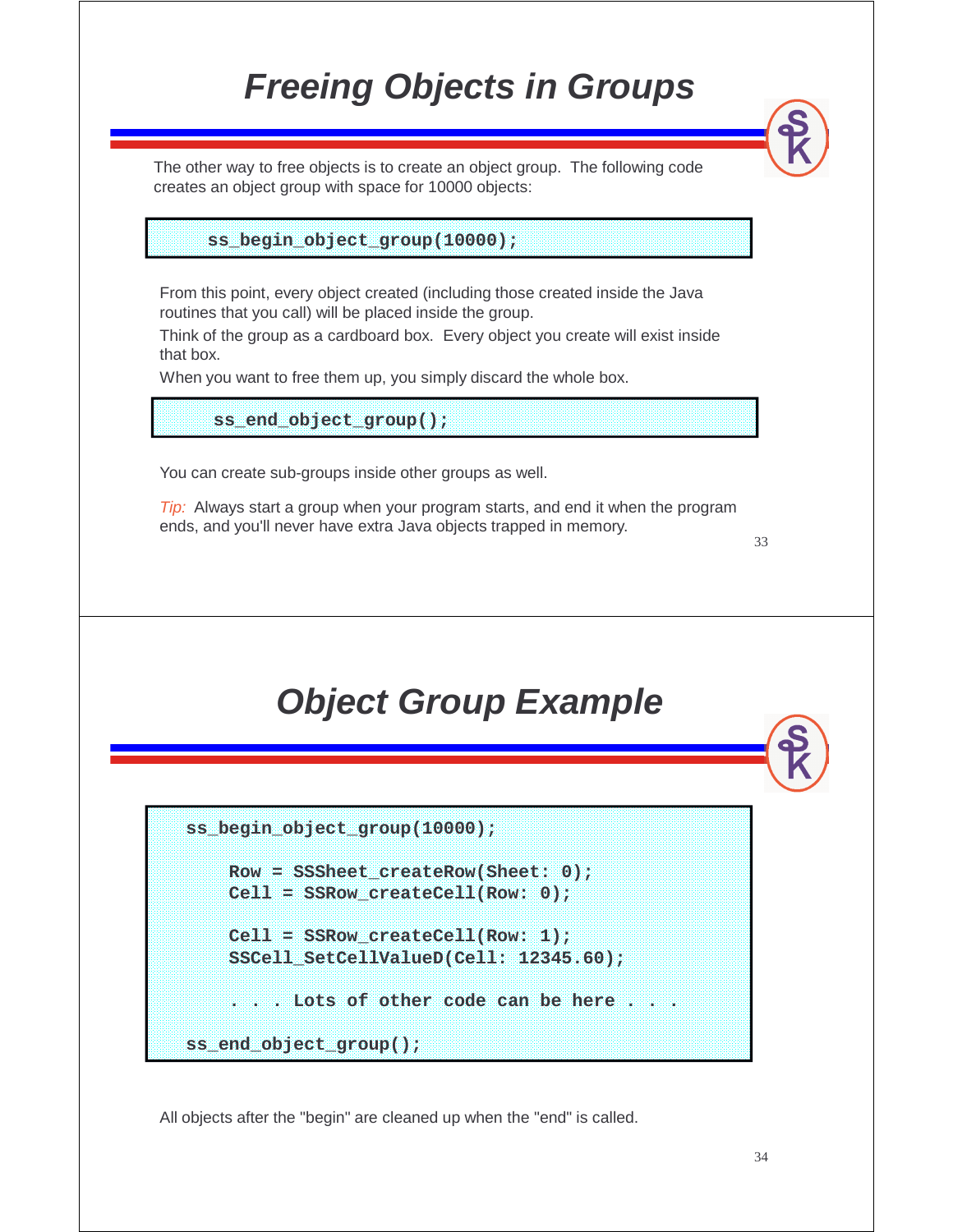# Freeing Objects in Groups

The other way to free objects is to create an object group. The following code creates an object group with space for 10000 objects:

```
ss_begin_object_group(10000);
```

From this point, every object created (including those created inside the Java routines that you call) will be placed inside the group.

Think of the group as a cardboard box. Every object you create will exist inside that box.

When you want to free them up, you simply discard the whole box.

```
ss_end_object_group();
```

You can create sub-groups inside other groups as well.

*Tip:* Always start a group when your program starts, and end it when the program ends, and you'll never have extra Java objects trapped in memory.

# Object Group Example

```
ss_begin_object_group(10000);

    Row = SSSheet_createRow(Sheet: 0);
    Cell = SSRow_createCell(Row: 0);

    Cell = SSRow_createCell(Row: 1);
    SSCell_SetCellValueD(Cell: 12345.60);

    . . . Lots of other code can be here . . .

ss_end_object_group();
```

All objects after the "begin" are cleaned up when the "end" is called.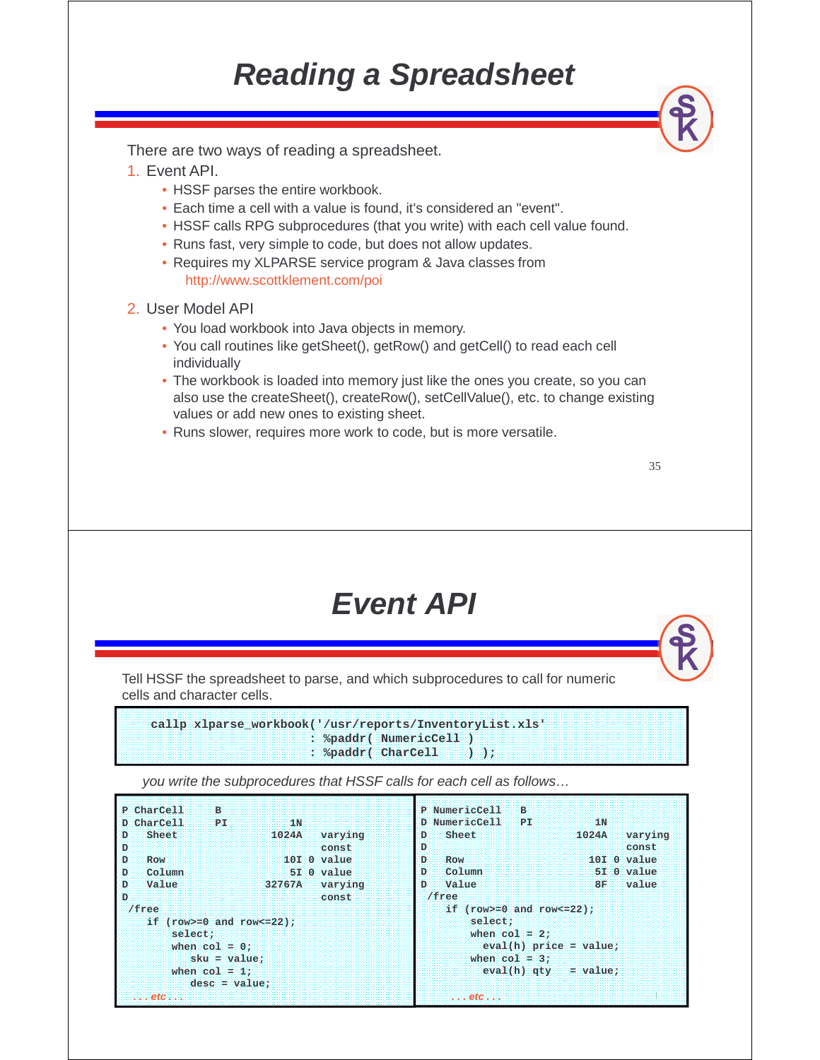# Reading a Spreadsheet

There are two ways of reading a spreadsheet.

1. Event API.
   - HSSF parses the entire workbook.
   - Each time a cell with a value is found, it's considered an "event".
   - HSSF calls RPG subprocedures (that you write) with each cell value found.
   - Runs fast, very simple to code, but does not allow updates.
   - Requires my XLPARSE service program & Java classes from http://www.scottklement.com/poi
2. User Model API
   - You load workbook into Java objects in memory.
   - You call routines like getSheet(), getRow() and getCell() to read each cell individually
   - The workbook is loaded into memory just like the ones you create, so you can also use the createSheet(), createRow(), setCellValue(), etc. to change existing values or add new ones to existing sheet.
   - Runs slower, requires more work to code, but is more versatile.

# Event API

Tell HSSF the spreadsheet to parse, and which subprocedures to call for numeric cells and character cells.

```
callp xlparse_workbook('/usr/reports/InventoryList.xls'
                      : %paddr( NumericCell )
                      : %paddr( CharCell    ) );
```

*you write the subprocedures that HSSF calls for each cell as follows…*

```
P CharCell        B
D CharCell        PI             1N
D   Sheet                     1024A   varying
D                                     const
D   Row                         10I 0 value
D   Column                       5I 0 value
D   Value                    32767A   varying
D                                     const
 /free
    if (row>=0 and row<=22);
        select;
        when col = 0;
           sku = value;
        when col = 1;
           desc = value;
   ...etc...
```

```
P NumericCell     B
D NumericCell     PI             1N
D   Sheet                     1024A   varying
D                                     const
D   Row                         10I 0 value
D   Column                       5I 0 value
D   Value                        8F   value
 /free
    if (row>=0 and row<=22);
        select;
        when col = 2;
          eval(h) price = value;
        when col = 3;
          eval(h) qty   = value;
   ...etc...
```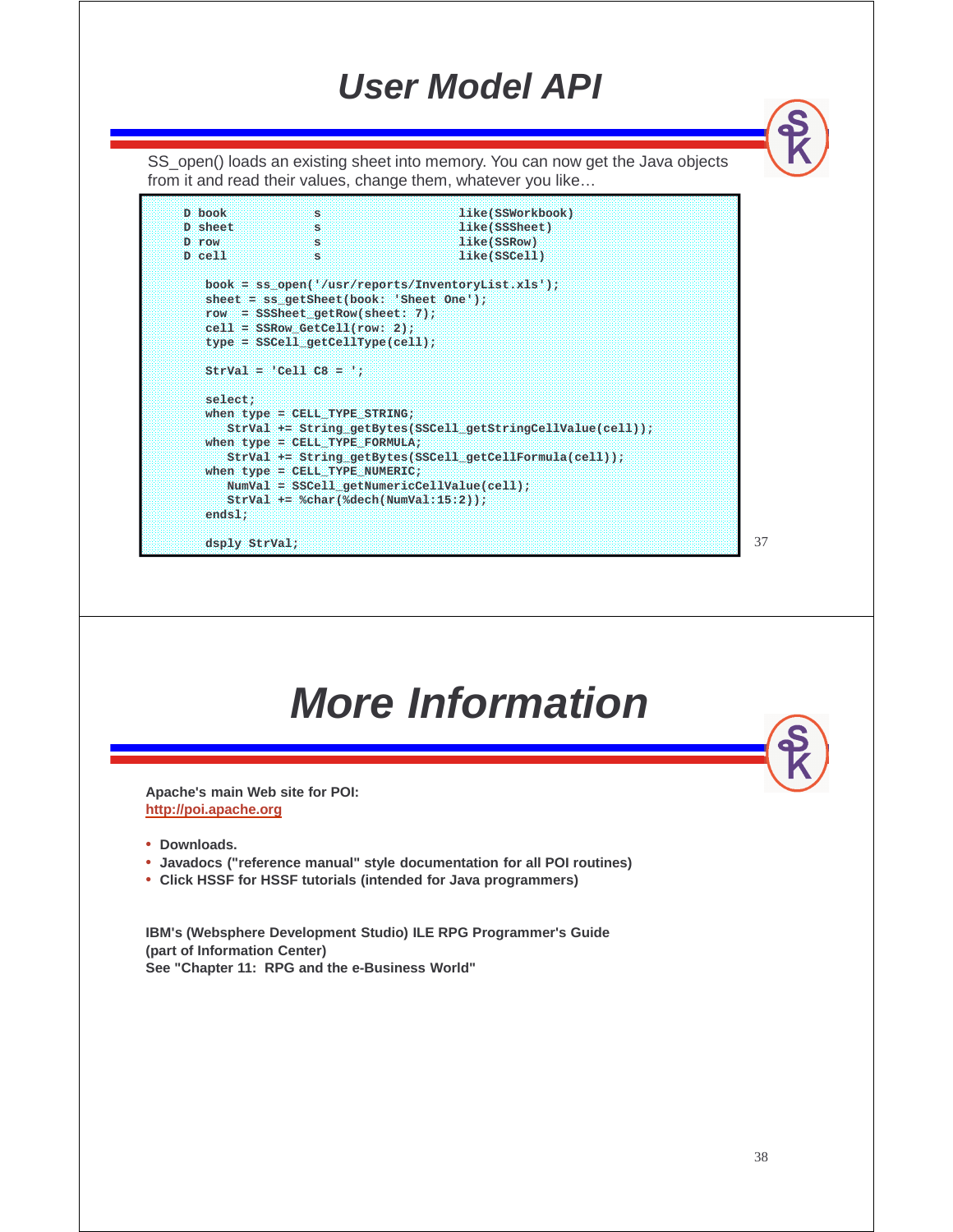# User Model API

SS_open() loads an existing sheet into memory. You can now get the Java objects from it and read their values, change them, whatever you like…

```
     D book            s                   like(SSWorkbook)
     D sheet           s                   like(SSSheet)
     D row             s                   like(SSRow)
     D cell            s                   like(SSCell)

       book = ss_open('/usr/reports/InventoryList.xls');
       sheet = ss_getSheet(book: 'Sheet One');
       row   = SSSheet_getRow(sheet: 7);
       cell = SSRow_GetCell(row: 2);
       type = SSCell_getCellType(cell);

       StrVal = 'Cell C8 = ';

       select;
       when type = CELL_TYPE_STRING;
          StrVal += String_getBytes(SSCell_getStringCellValue(cell));
       when type = CELL_TYPE_FORMULA;
          StrVal += String_getBytes(SSCell_getCellFormula(cell));
       when type = CELL_TYPE_NUMERIC;
          NumVal = SSCell_getNumericCellValue(cell);
          StrVal += %char(%dech(NumVal:15:2));
       endsl;

       dsply StrVal;
```

# More Information

**Apache's main Web site for POI:**
**http://poi.apache.org**

- **Downloads.**
- **Javadocs ("reference manual" style documentation for all POI routines)**
- **Click HSSF for HSSF tutorials (intended for Java programmers)**

**IBM's (Websphere Development Studio) ILE RPG Programmer's Guide**
**(part of Information Center)**
**See "Chapter 11: RPG and the e-Business World"**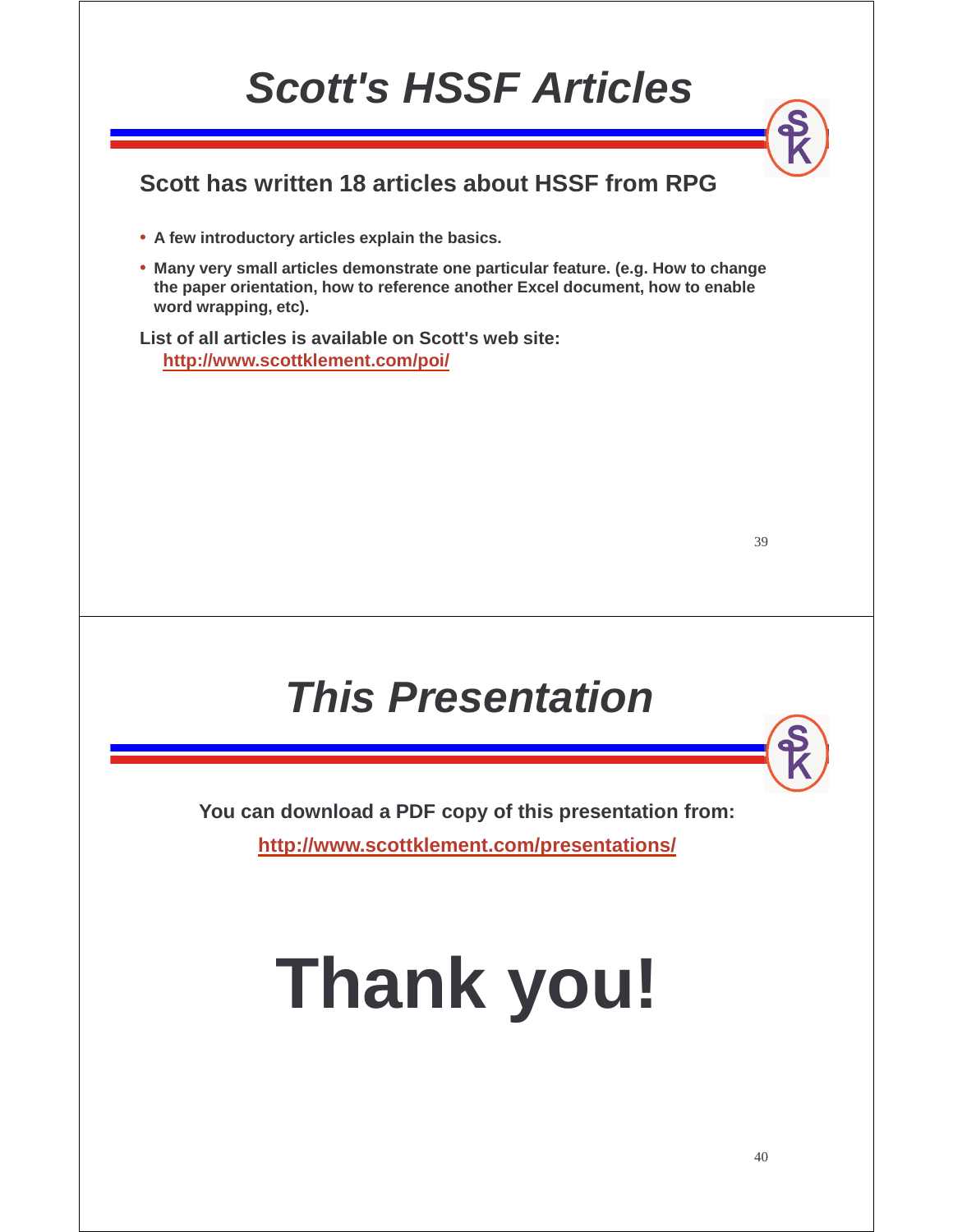# Scott's HSSF Articles

**Scott has written 18 articles about HSSF from RPG**

- **A few introductory articles explain the basics.**
- **Many very small articles demonstrate one particular feature. (e.g. How to change the paper orientation, how to reference another Excel document, how to enable word wrapping, etc).**

**List of all articles is available on Scott's web site:**
**http://www.scottklement.com/poi/**

# This Presentation

**You can download a PDF copy of this presentation from:**

**http://www.scottklement.com/presentations/**

# Thank you!